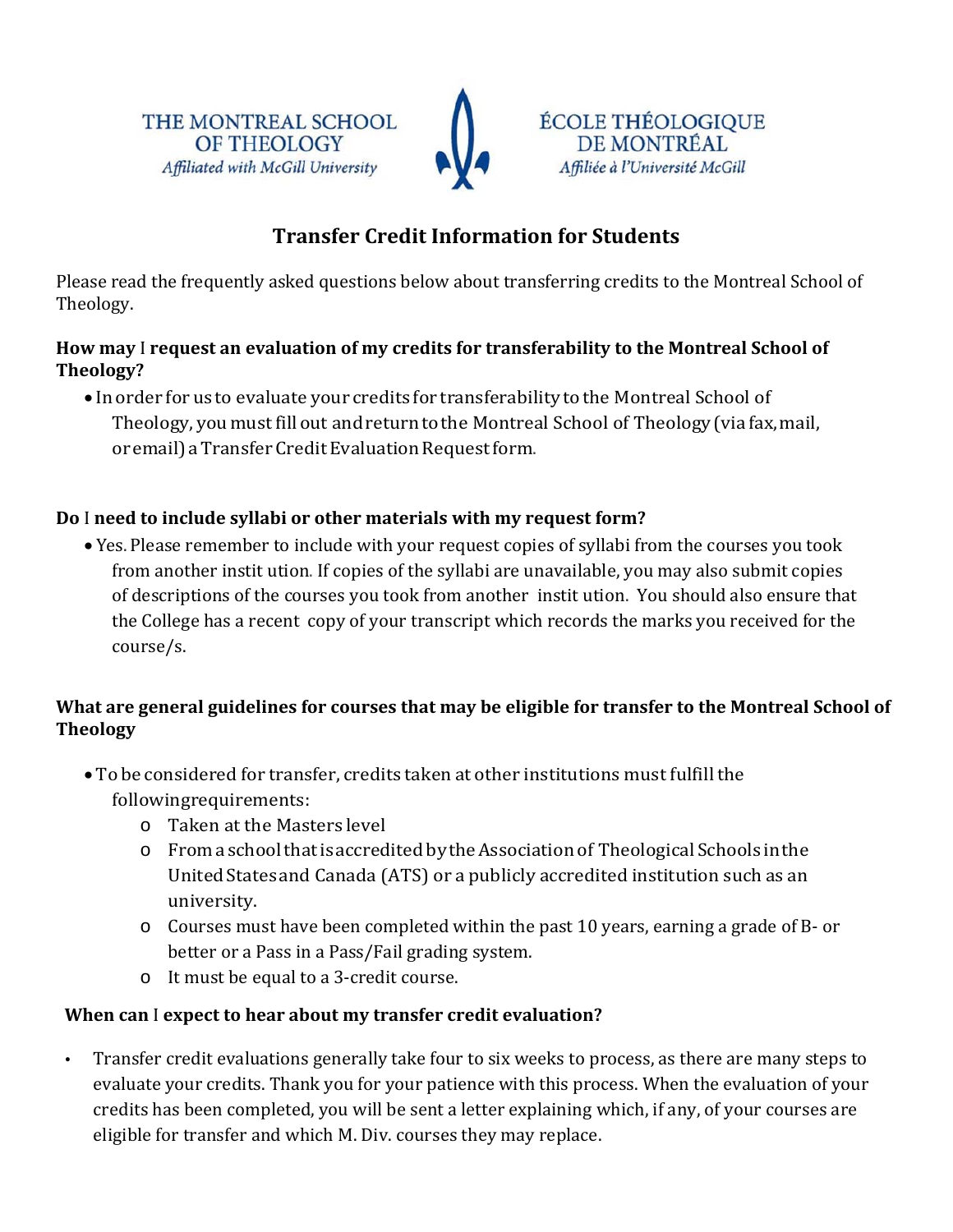THE MONTREAL SCHOOL OF THEOLOGY
*Affiliated with McGill University*

ÉCOLE THÉOLOGIQUE DE MONTRÉAL
*Affiliée à l'Université McGill*

# Transfer Credit Information for Students

Please read the frequently asked questions below about transferring credits to the Montreal School of Theology.

**How may I request an evaluation of my credits for transferability to the Montreal School of Theology?**

- In order for us to evaluate your credits for transferability to the Montreal School of Theology, you must fill out and return to the Montreal School of Theology (via fax, mail, or email) a Transfer Credit Evaluation Request form.

**Do I need to include syllabi or other materials with my request form?**

- Yes. Please remember to include with your request copies of syllabi from the courses you took from another instit ution. If copies of the syllabi are unavailable, you may also submit copies of descriptions of the courses you took from another instit ution. You should also ensure that the College has a recent copy of your transcript which records the marks you received for the course/s.

**What are general guidelines for courses that may be eligible for transfer to the Montreal School of Theology**

- To be considered for transfer, credits taken at other institutions must fulfill the followingrequirements:
  - Taken at the Masters level
  - From a school that is accredited by the Association of Theological Schools in the United States and Canada (ATS) or a publicly accredited institution such as an university.
  - Courses must have been completed within the past 10 years, earning a grade of B- or better or a Pass in a Pass/Fail grading system.
  - It must be equal to a 3-credit course.

**When can I expect to hear about my transfer credit evaluation?**

- Transfer credit evaluations generally take four to six weeks to process, as there are many steps to evaluate your credits. Thank you for your patience with this process. When the evaluation of your credits has been completed, you will be sent a letter explaining which, if any, of your courses are eligible for transfer and which M. Div. courses they may replace.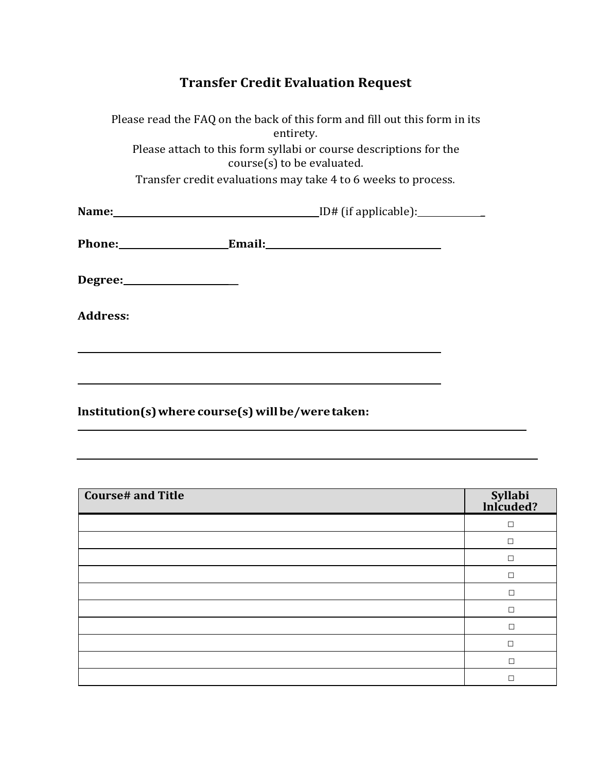# Transfer Credit Evaluation Request

Please read the FAQ on the back of this form and fill out this form in its entirety.

Please attach to this form syllabi or course descriptions for the course(s) to be evaluated.

Transfer credit evaluations may take 4 to 6 weeks to process.

**Name:**\_\_\_\_\_\_\_\_\_\_\_\_\_\_\_\_\_\_\_\_\_\_\_\_\_\_\_\_\_\_\_\_\_\_\_\_ ID# (if applicable):\_\_\_\_\_\_\_\_\_\_\_\_\_

**Phone:**\_\_\_\_\_\_\_\_\_\_\_\_\_\_\_\_\_\_\_\_ **Email:**\_\_\_\_\_\_\_\_\_\_\_\_\_\_\_\_\_\_\_\_\_\_\_\_\_\_\_\_\_\_\_\_

**Degree:**\_\_\_\_\_\_\_\_\_\_\_\_\_\_\_\_\_\_\_\_\_\_

**Address:**

\_\_\_\_\_\_\_\_\_\_\_\_\_\_\_\_\_\_\_\_\_\_\_\_\_\_\_\_\_\_\_\_\_\_\_\_\_\_\_\_\_\_\_\_\_\_\_\_\_\_\_\_\_\_\_\_\_\_\_\_\_\_

\_\_\_\_\_\_\_\_\_\_\_\_\_\_\_\_\_\_\_\_\_\_\_\_\_\_\_\_\_\_\_\_\_\_\_\_\_\_\_\_\_\_\_\_\_\_\_\_\_\_\_\_\_\_\_\_\_\_\_\_\_\_

**Institution(s) where course(s) will be/were taken:**

\_\_\_\_\_\_\_\_\_\_\_\_\_\_\_\_\_\_\_\_\_\_\_\_\_\_\_\_\_\_\_\_\_\_\_\_\_\_\_\_\_\_\_\_\_\_\_\_\_\_\_\_\_\_\_\_\_\_\_\_\_\_\_\_\_\_\_\_\_\_\_\_\_\_\_\_

\_\_\_\_\_\_\_\_\_\_\_\_\_\_\_\_\_\_\_\_\_\_\_\_\_\_\_\_\_\_\_\_\_\_\_\_\_\_\_\_\_\_\_\_\_\_\_\_\_\_\_\_\_\_\_\_\_\_\_\_\_\_\_\_\_\_\_\_\_\_\_\_\_\_\_\_

| Course# and Title | Syllabi lnlcuded? |
|---|---|
| | ☐ |
| | ☐ |
| | ☐ |
| | ☐ |
| | ☐ |
| | ☐ |
| | ☐ |
| | ☐ |
| | ☐ |
| | ☐ |